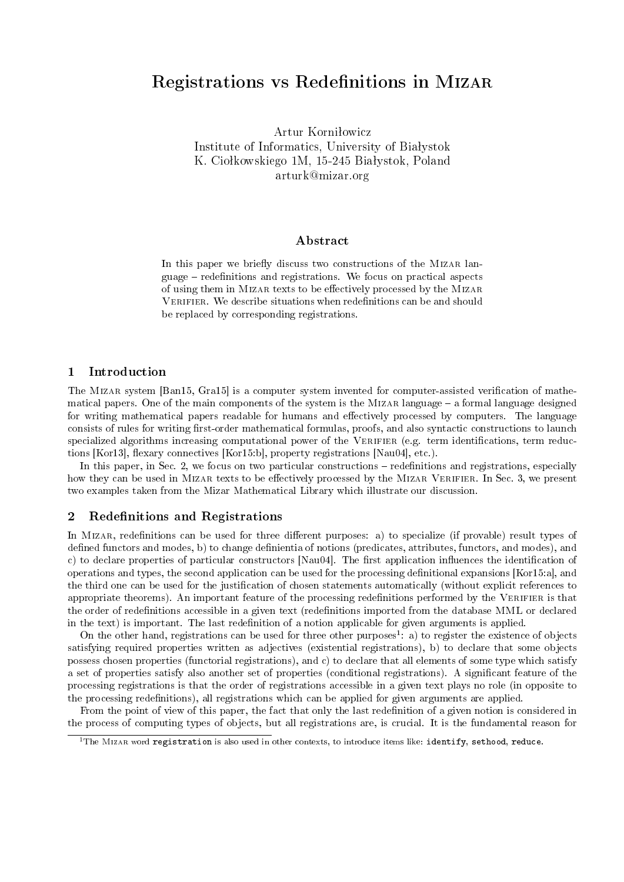# Registrations vs Redefinitions in Mizar

Artur Korniłowicz
Institute of Informatics, University of Białystok
K. Ciołkowskiego 1M, 15-245 Białystok, Poland
arturk@mizar.org

## Abstract

In this paper we briefly discuss two constructions of the Mizar language – redefinitions and registrations. We focus on practical aspects of using them in Mizar texts to be effectively processed by the Mizar Verifier. We describe situations when redefinitions can be and should be replaced by corresponding registrations.

## 1 Introduction

The Mizar system [Ban15, Gra15] is a computer system invented for computer-assisted verification of mathematical papers. One of the main components of the system is the Mizar language – a formal language designed for writing mathematical papers readable for humans and effectively processed by computers. The language consists of rules for writing first-order mathematical formulas, proofs, and also syntactic constructions to launch specialized algorithms increasing computational power of the Verifier (e.g. term identifications, term reductions [Kor13], flexary connectives [Kor15:b], property registrations [Nau04], etc.).

In this paper, in Sec. 2, we focus on two particular constructions – redefinitions and registrations, especially how they can be used in Mizar texts to be effectively processed by the Mizar Verifier. In Sec. 3, we present two examples taken from the Mizar Mathematical Library which illustrate our discussion.

## 2 Redefinitions and Registrations

In Mizar, redefinitions can be used for three different purposes: a) to specialize (if provable) result types of defined functors and modes, b) to change definientia of notions (predicates, attributes, functors, and modes), and c) to declare properties of particular constructors [Nau04]. The first application influences the identification of operations and types, the second application can be used for the processing definitional expansions [Kor15:a], and the third one can be used for the justification of chosen statements automatically (without explicit references to appropriate theorems). An important feature of the processing redefinitions performed by the Verifier is that the order of redefinitions accessible in a given text (redefinitions imported from the database MML or declared in the text) is important. The last redefinition of a notion applicable for given arguments is applied.

On the other hand, registrations can be used for three other purposes[1]: a) to register the existence of objects satisfying required properties written as adjectives (existential registrations), b) to declare that some objects possess chosen properties (functorial registrations), and c) to declare that all elements of some type which satisfy a set of properties satisfy also another set of properties (conditional registrations). A significant feature of the processing registrations is that the order of registrations accessible in a given text plays no role (in opposite to the processing redefinitions), all registrations which can be applied for given arguments are applied.

From the point of view of this paper, the fact that only the last redefinition of a given notion is considered in the process of computing types of objects, but all registrations are, is crucial. It is the fundamental reason for

[1] The Mizar word `registration` is also used in other contexts, to introduce items like: `identify`, `sethood`, `reduce`.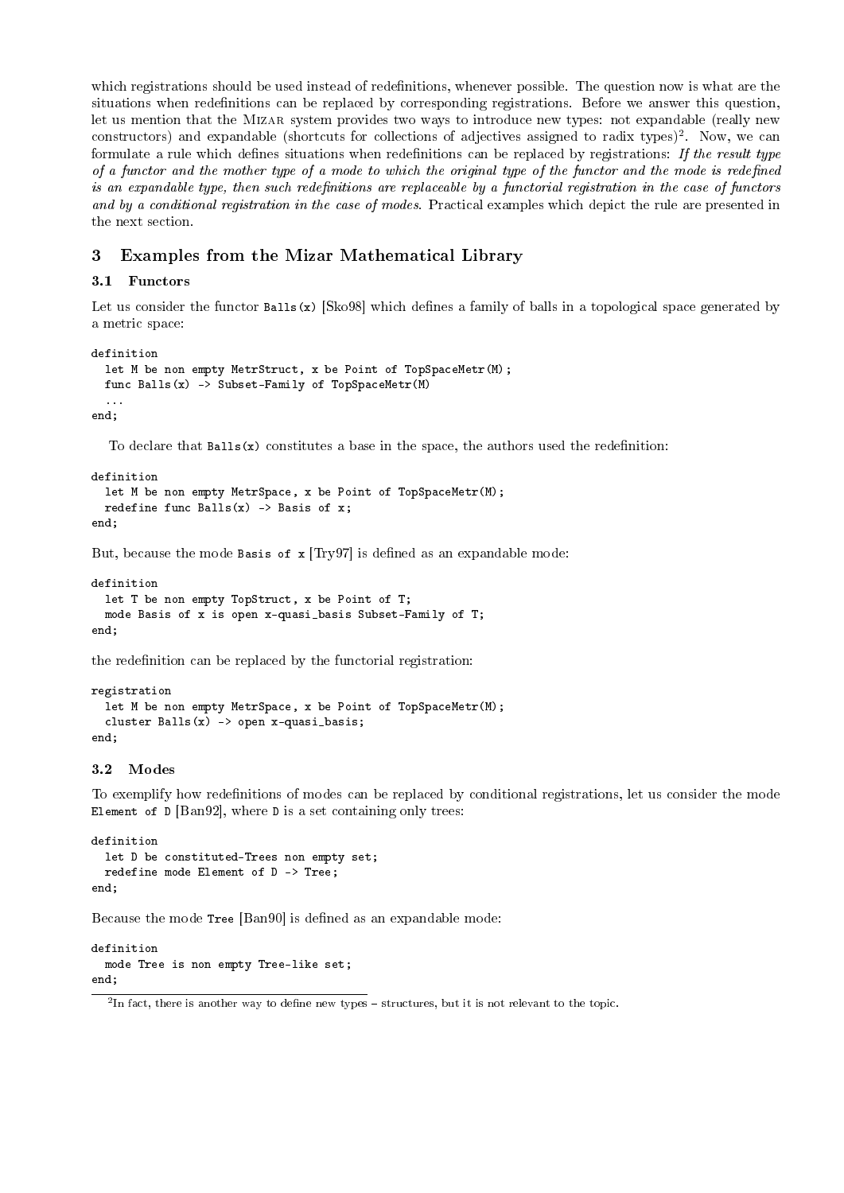which registrations should be used instead of redefinitions, whenever possible. The question now is what are the situations when redefinitions can be replaced by corresponding registrations. Before we answer this question, let us mention that the Mizar system provides two ways to introduce new types: not expandable (really new constructors) and expandable (shortcuts for collections of adjectives assigned to radix types)[2]. Now, we can formulate a rule which defines situations when redefinitions can be replaced by registrations: *If the result type of a functor and the mother type of a mode to which the original type of the functor and the mode is redefined is an expandable type, then such redefinitions are replaceable by a functorial registration in the case of functors and by a conditional registration in the case of modes.* Practical examples which depict the rule are presented in the next section.

## 3 Examples from the Mizar Mathematical Library

### 3.1 Functors

Let us consider the functor `Balls(x)` [Sko98] which defines a family of balls in a topological space generated by a metric space:

```
definition
  let M be non empty MetrStruct, x be Point of TopSpaceMetr(M);
  func Balls(x) -> Subset-Family of TopSpaceMetr(M)
  ...
end;
```

To declare that `Balls(x)` constitutes a base in the space, the authors used the redefinition:

```
definition
  let M be non empty MetrSpace, x be Point of TopSpaceMetr(M);
  redefine func Balls(x) -> Basis of x;
end;
```

But, because the mode `Basis of x` [Try97] is defined as an expandable mode:

```
definition
  let T be non empty TopStruct, x be Point of T;
  mode Basis of x is open x-quasi_basis Subset-Family of T;
end;
```

the redefinition can be replaced by the functorial registration:

```
registration
  let M be non empty MetrSpace, x be Point of TopSpaceMetr(M);
  cluster Balls(x) -> open x-quasi_basis;
end;
```

### 3.2 Modes

To exemplify how redefinitions of modes can be replaced by conditional registrations, let us consider the mode `Element of D` [Ban92], where `D` is a set containing only trees:

```
definition
  let D be constituted-Trees non empty set;
  redefine mode Element of D -> Tree;
end;
```

Because the mode `Tree` [Ban90] is defined as an expandable mode:

```
definition
  mode Tree is non empty Tree-like set;
end;
```

[2] In fact, there is another way to define new types – structures, but it is not relevant to the topic.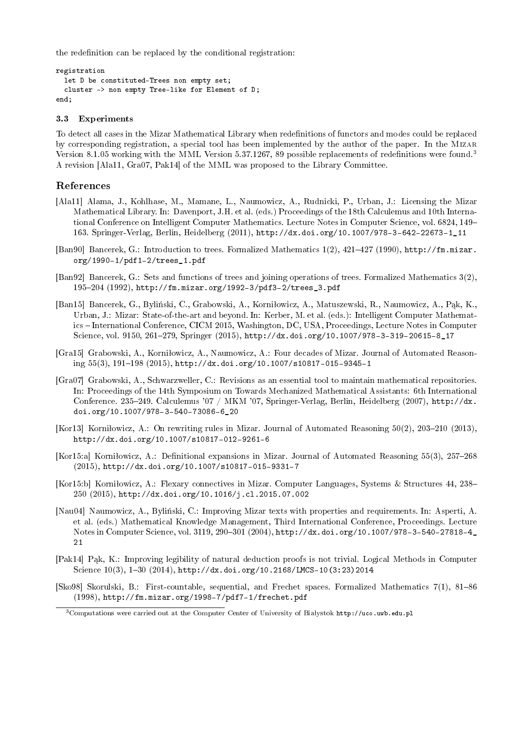the redefinition can be replaced by the conditional registration:

```
registration
  let D be constituted-Trees non empty set;
  cluster -> non empty Tree-like for Element of D;
end;
```

### 3.3 Experiments

To detect all cases in the Mizar Mathematical Library when redefinitions of functors and modes could be replaced by corresponding registration, a special tool has been implemented by the author of the paper. In the Mizar Version 8.1.05 working with the MML Version 5.37.1267, 89 possible replacements of redefinitions were found.[3] A revision [Ala11, Gra07, Pak14] of the MML was proposed to the Library Committee.

## References

[Ala11] Alama, J., Kohlhase, M., Mamane, L., Naumowicz, A., Rudnicki, P., Urban, J.: Licensing the Mizar Mathematical Library. In: Davenport, J.H. et al. (eds.) Proceedings of the 18th Calculemus and 10th International Conference on Intelligent Computer Mathematics. Lecture Notes in Computer Science, vol. 6824, 149–163. Springer-Verlag, Berlin, Heidelberg (2011), http://dx.doi.org/10.1007/978-3-642-22673-1_11

[Ban90] Bancerek, G.: Introduction to trees. Formalized Mathematics 1(2), 421–427 (1990), http://fm.mizar.org/1990-1/pdf1-2/trees_1.pdf

[Ban92] Bancerek, G.: Sets and functions of trees and joining operations of trees. Formalized Mathematics 3(2), 195–204 (1992), http://fm.mizar.org/1992-3/pdf3-2/trees_3.pdf

[Ban15] Bancerek, G., Byliński, C., Grabowski, A., Korniłowicz, A., Matuszewski, R., Naumowicz, A., Pąk, K., Urban, J.: Mizar: State-of-the-art and beyond. In: Kerber, M. et al. (eds.): Intelligent Computer Mathematics – International Conference, CICM 2015, Washington, DC, USA, Proceedings, Lecture Notes in Computer Science, vol. 9150, 261–279, Springer (2015), http://dx.doi.org/10.1007/978-3-319-20615-8_17

[Gra15] Grabowski, A., Korniłowicz, A., Naumowicz, A.: Four decades of Mizar. Journal of Automated Reasoning 55(3), 191–198 (2015), http://dx.doi.org/10.1007/s10817-015-9345-1

[Gra07] Grabowski, A., Schwarzweller, C.: Revisions as an essential tool to maintain mathematical repositories. In: Proceedings of the 14th Symposium on Towards Mechanized Mathematical Assistants: 6th International Conference. 235–249. Calculemus '07 / MKM '07, Springer-Verlag, Berlin, Heidelberg (2007), http://dx.doi.org/10.1007/978-3-540-73086-6_20

[Kor13] Korniłowicz, A.: On rewriting rules in Mizar. Journal of Automated Reasoning 50(2), 203–210 (2013), http://dx.doi.org/10.1007/s10817-012-9261-6

[Kor15:a] Korniłowicz, A.: Definitional expansions in Mizar. Journal of Automated Reasoning 55(3), 257–268 (2015), http://dx.doi.org/10.1007/s10817-015-9331-7

[Kor15:b] Korniłowicz, A.: Flexary connectives in Mizar. Computer Languages, Systems & Structures 44, 238–250 (2015), http://dx.doi.org/10.1016/j.cl.2015.07.002

[Nau04] Naumowicz, A., Byliński, C.: Improving Mizar texts with properties and requirements. In: Asperti, A. et al. (eds.) Mathematical Knowledge Management, Third International Conference, Proceedings. Lecture Notes in Computer Science, vol. 3119, 290–301 (2004), http://dx.doi.org/10.1007/978-3-540-27818-4_21

[Pak14] Pąk, K.: Improving legibility of natural deduction proofs is not trivial. Logical Methods in Computer Science 10(3), 1–30 (2014), http://dx.doi.org/10.2168/LMCS-10(3:23)2014

[Sko98] Skorulski, B.: First-countable, sequential, and Frechet spaces. Formalized Mathematics 7(1), 81–86 (1998), http://fm.mizar.org/1998-7/pdf7-1/frechet.pdf

[3] Computations were carried out at the Computer Center of University of Bialystok http://uco.uwb.edu.pl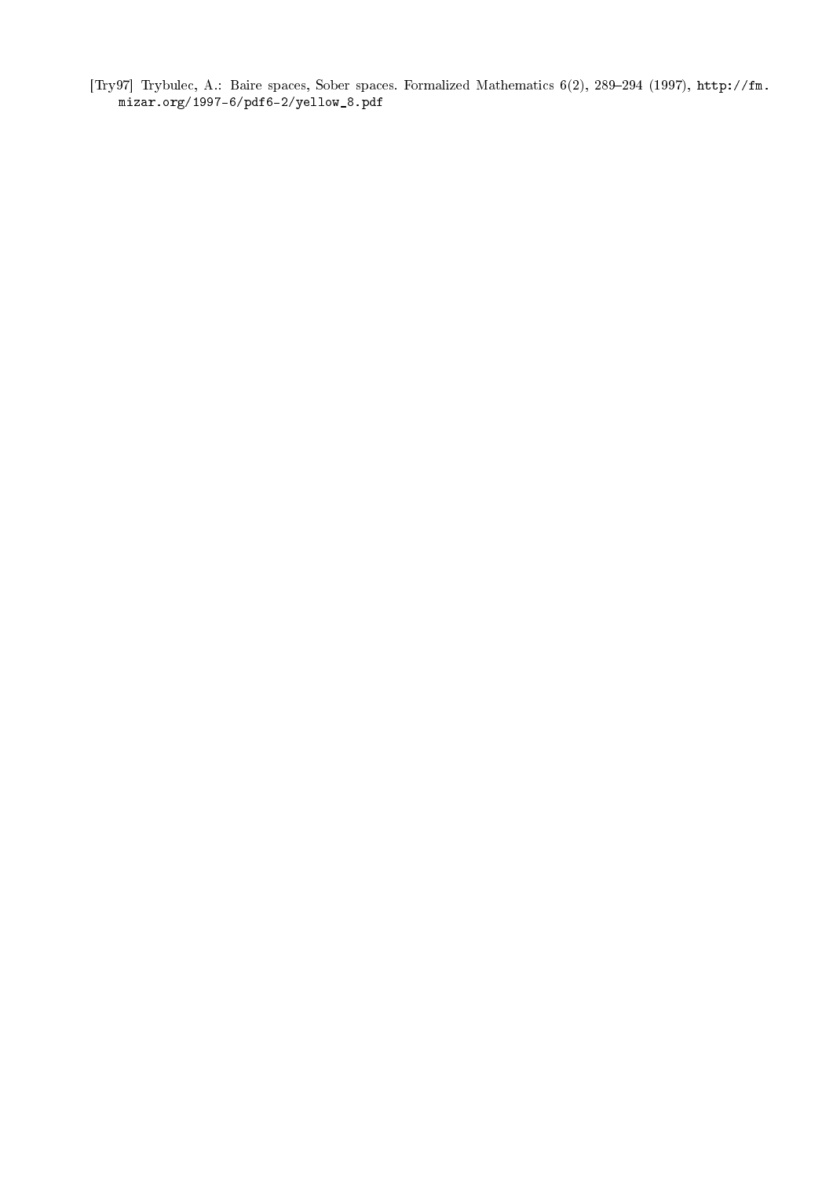[Try97] Trybulec, A.: Baire spaces, Sober spaces. Formalized Mathematics 6(2), 289–294 (1997), http://fm.mizar.org/1997-6/pdf6-2/yellow_8.pdf